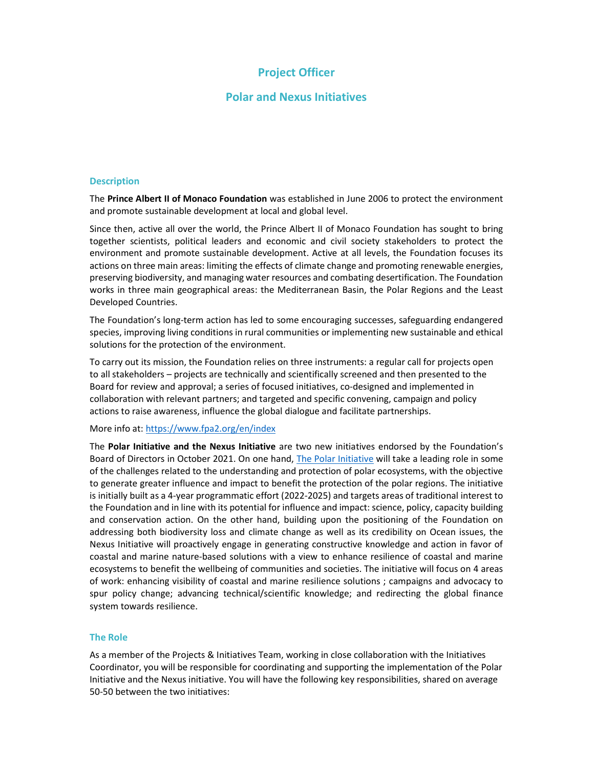# Project Officer

# Polar and Nexus Initiatives

## Description

The **Prince Albert II of Monaco Foundation** was established in June 2006 to protect the environment and promote sustainable development at local and global level.

Since then, active all over the world, the Prince Albert II of Monaco Foundation has sought to bring together scientists, political leaders and economic and civil society stakeholders to protect the environment and promote sustainable development. Active at all levels, the Foundation focuses its actions on three main areas: limiting the effects of climate change and promoting renewable energies, preserving biodiversity, and managing water resources and combating desertification. The Foundation works in three main geographical areas: the Mediterranean Basin, the Polar Regions and the Least Developed Countries.

The Foundation's long-term action has led to some encouraging successes, safeguarding endangered species, improving living conditions in rural communities or implementing new sustainable and ethical solutions for the protection of the environment.

To carry out its mission, the Foundation relies on three instruments: a regular call for projects open to all stakeholders – projects are technically and scientifically screened and then presented to the Board for review and approval; a series of focused initiatives, co-designed and implemented in collaboration with relevant partners; and targeted and specific convening, campaign and policy actions to raise awareness, influence the global dialogue and facilitate partnerships.

More info at: [https://www.fpa2.org/en/index](https://www.fpa2.org/en/index)

The **Polar Initiative and the Nexus Initiative** are two new initiatives endorsed by the Foundation's Board of Directors in October 2021. On one hand, The Polar Initiative will take a leading role in some of the challenges related to the understanding and protection of polar ecosystems, with the objective to generate greater influence and impact to benefit the protection of the polar regions. The initiative is initially built as a 4-year programmatic effort (2022-2025) and targets areas of traditional interest to the Foundation and in line with its potential for influence and impact: science, policy, capacity building and conservation action. On the other hand, building upon the positioning of the Foundation on addressing both biodiversity loss and climate change as well as its credibility on Ocean issues, the Nexus Initiative will proactively engage in generating constructive knowledge and action in favor of coastal and marine nature-based solutions with a view to enhance resilience of coastal and marine ecosystems to benefit the wellbeing of communities and societies. The initiative will focus on 4 areas of work: enhancing visibility of coastal and marine resilience solutions ; campaigns and advocacy to spur policy change; advancing technical/scientific knowledge; and redirecting the global finance system towards resilience.

## The Role

As a member of the Projects & Initiatives Team, working in close collaboration with the Initiatives Coordinator, you will be responsible for coordinating and supporting the implementation of the Polar Initiative and the Nexus initiative. You will have the following key responsibilities, shared on average 50-50 between the two initiatives: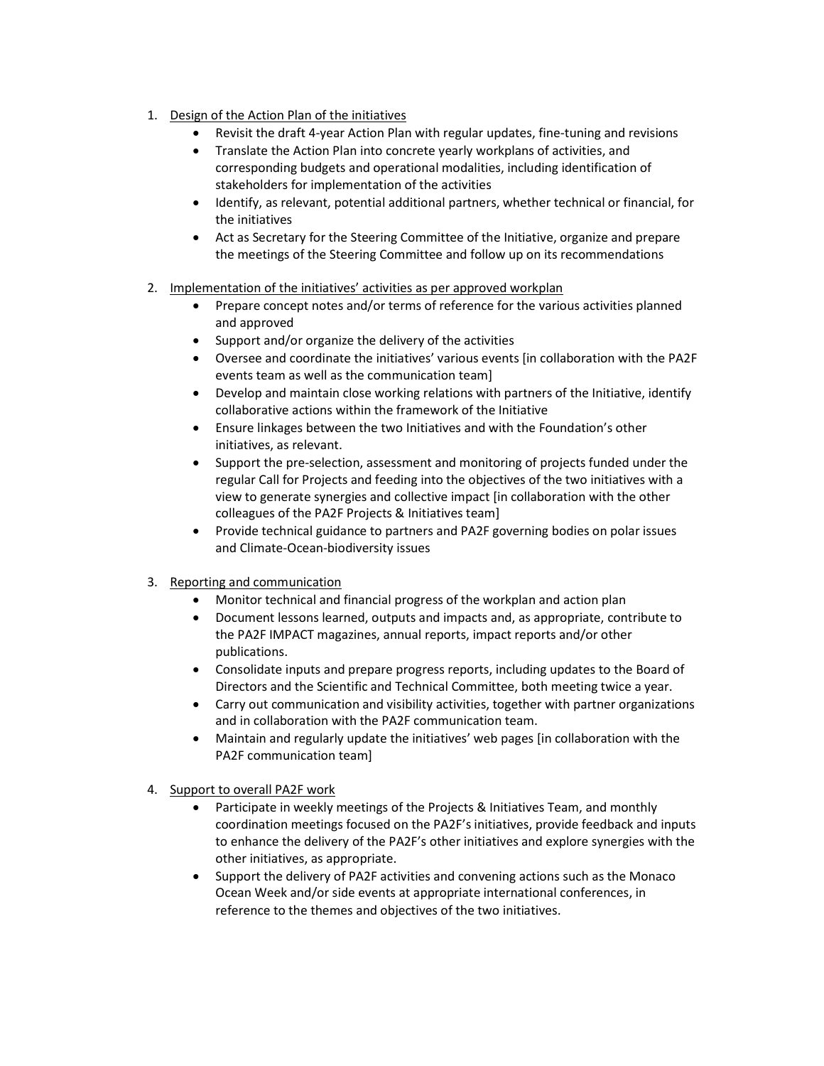1. Design of the Action Plan of the initiatives
    - Revisit the draft 4-year Action Plan with regular updates, fine-tuning and revisions
    - Translate the Action Plan into concrete yearly workplans of activities, and corresponding budgets and operational modalities, including identification of stakeholders for implementation of the activities
    - Identify, as relevant, potential additional partners, whether technical or financial, for the initiatives
    - Act as Secretary for the Steering Committee of the Initiative, organize and prepare the meetings of the Steering Committee and follow up on its recommendations

2. Implementation of the initiatives' activities as per approved workplan
    - Prepare concept notes and/or terms of reference for the various activities planned and approved
    - Support and/or organize the delivery of the activities
    - Oversee and coordinate the initiatives' various events [in collaboration with the PA2F events team as well as the communication team]
    - Develop and maintain close working relations with partners of the Initiative, identify collaborative actions within the framework of the Initiative
    - Ensure linkages between the two Initiatives and with the Foundation's other initiatives, as relevant.
    - Support the pre-selection, assessment and monitoring of projects funded under the regular Call for Projects and feeding into the objectives of the two initiatives with a view to generate synergies and collective impact [in collaboration with the other colleagues of the PA2F Projects & Initiatives team]
    - Provide technical guidance to partners and PA2F governing bodies on polar issues and Climate-Ocean-biodiversity issues

3. Reporting and communication
    - Monitor technical and financial progress of the workplan and action plan
    - Document lessons learned, outputs and impacts and, as appropriate, contribute to the PA2F IMPACT magazines, annual reports, impact reports and/or other publications.
    - Consolidate inputs and prepare progress reports, including updates to the Board of Directors and the Scientific and Technical Committee, both meeting twice a year.
    - Carry out communication and visibility activities, together with partner organizations and in collaboration with the PA2F communication team.
    - Maintain and regularly update the initiatives' web pages [in collaboration with the PA2F communication team]

4. Support to overall PA2F work
    - Participate in weekly meetings of the Projects & Initiatives Team, and monthly coordination meetings focused on the PA2F's initiatives, provide feedback and inputs to enhance the delivery of the PA2F's other initiatives and explore synergies with the other initiatives, as appropriate.
    - Support the delivery of PA2F activities and convening actions such as the Monaco Ocean Week and/or side events at appropriate international conferences, in reference to the themes and objectives of the two initiatives.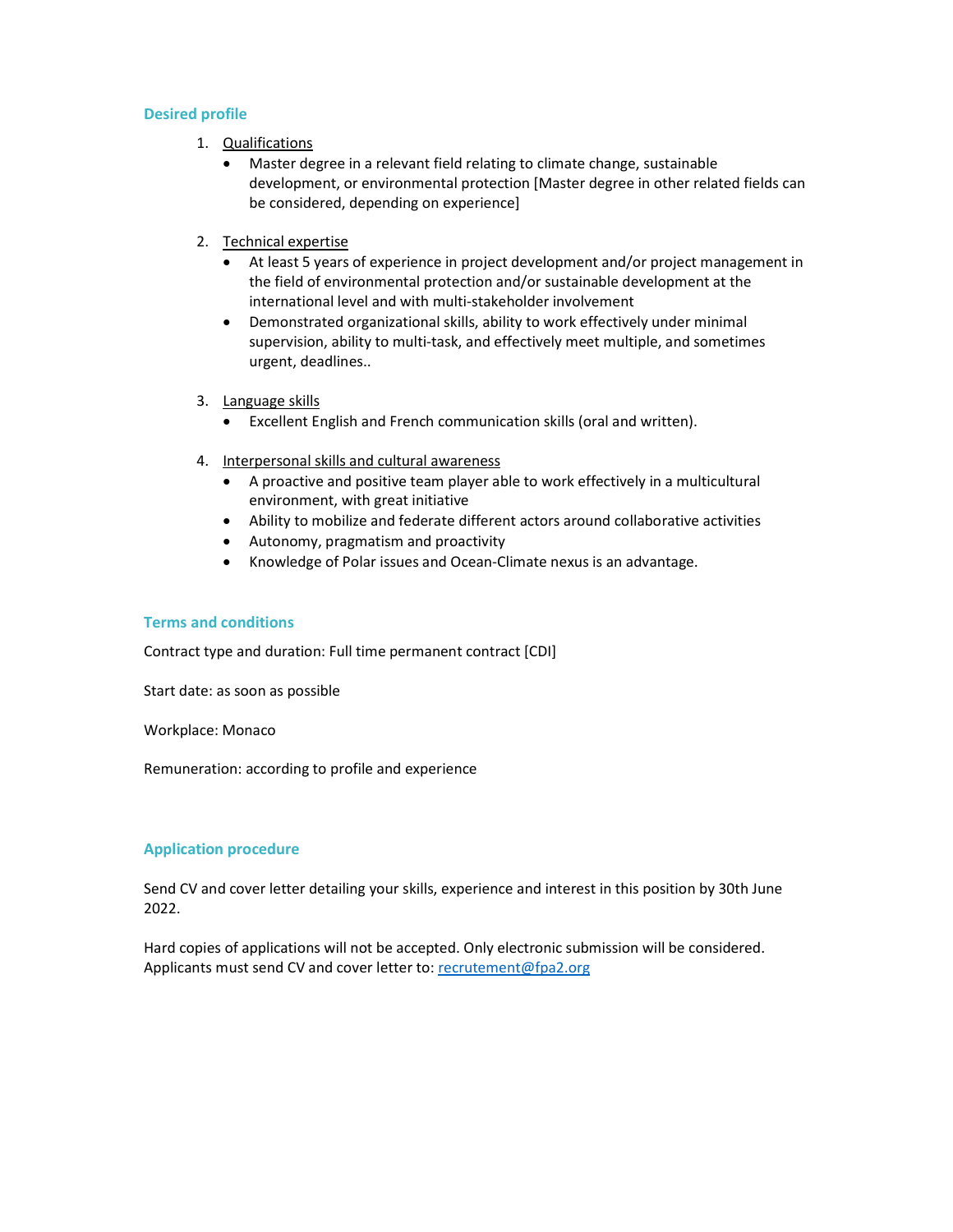## Desired profile

1. Qualifications
    - Master degree in a relevant field relating to climate change, sustainable development, or environmental protection [Master degree in other related fields can be considered, depending on experience]

2. Technical expertise
    - At least 5 years of experience in project development and/or project management in the field of environmental protection and/or sustainable development at the international level and with multi-stakeholder involvement
    - Demonstrated organizational skills, ability to work effectively under minimal supervision, ability to multi-task, and effectively meet multiple, and sometimes urgent, deadlines..

3. Language skills
    - Excellent English and French communication skills (oral and written).

4. Interpersonal skills and cultural awareness
    - A proactive and positive team player able to work effectively in a multicultural environment, with great initiative
    - Ability to mobilize and federate different actors around collaborative activities
    - Autonomy, pragmatism and proactivity
    - Knowledge of Polar issues and Ocean-Climate nexus is an advantage.

## Terms and conditions

Contract type and duration: Full time permanent contract [CDI]

Start date: as soon as possible

Workplace: Monaco

Remuneration: according to profile and experience

## Application procedure

Send CV and cover letter detailing your skills, experience and interest in this position by 30th June 2022.

Hard copies of applications will not be accepted. Only electronic submission will be considered. Applicants must send CV and cover letter to: recrutement@fpa2.org